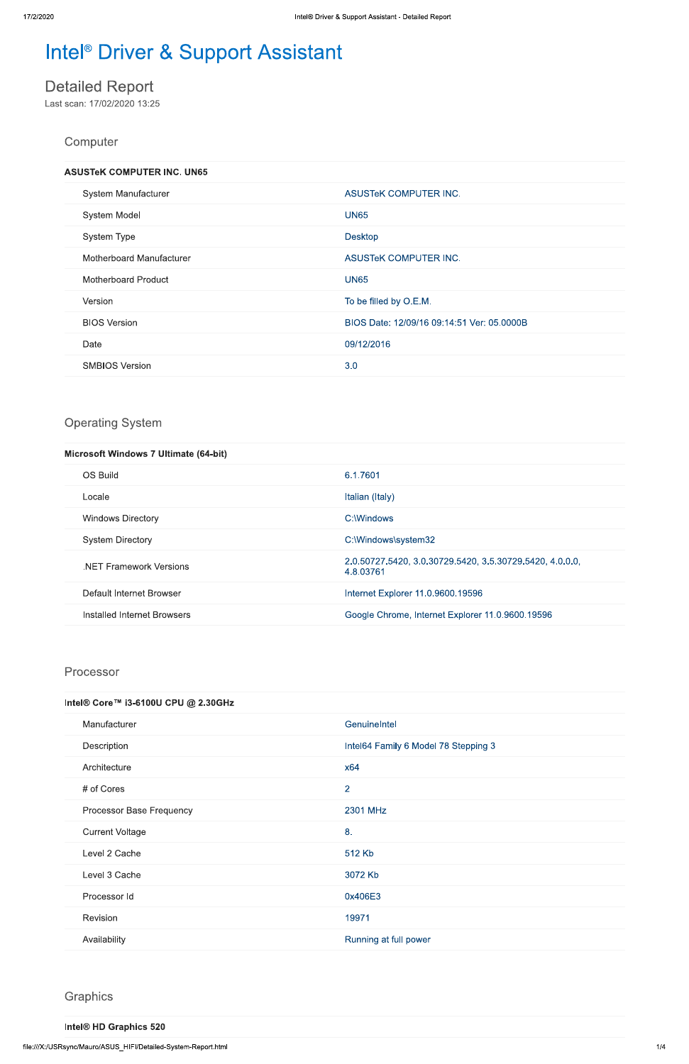# Intel® Driver & Support Assistant

## Detailed Report

Last scan: 17/02/2020 13:25

### Computer

**ASUSTeK COMPUTER INC. UN65**

| | |
|---|---|
| System Manufacturer | ASUSTeK COMPUTER INC. |
| System Model | UN65 |
| System Type | Desktop |
| Motherboard Manufacturer | ASUSTeK COMPUTER INC. |
| Motherboard Product | UN65 |
| Version | To be filled by O.E.M. |
| BIOS Version | BIOS Date: 12/09/16 09:14:51 Ver: 05.0000B |
| Date | 09/12/2016 |
| SMBIOS Version | 3.0 |

### Operating System

**Microsoft Windows 7 Ultimate (64-bit)**

| | |
|---|---|
| OS Build | 6.1.7601 |
| Locale | Italian (Italy) |
| Windows Directory | C:\Windows |
| System Directory | C:\Windows\system32 |
| .NET Framework Versions | 2.0.50727.5420, 3.0.30729.5420, 3.5.30729.5420, 4.0.0.0, 4.8.03761 |
| Default Internet Browser | Internet Explorer 11.0.9600.19596 |
| Installed Internet Browsers | Google Chrome, Internet Explorer 11.0.9600.19596 |

### Processor

**Intel® Core™ i3-6100U CPU @ 2.30GHz**

| | |
|---|---|
| Manufacturer | GenuineIntel |
| Description | Intel64 Family 6 Model 78 Stepping 3 |
| Architecture | x64 |
| # of Cores | 2 |
| Processor Base Frequency | 2301 MHz |
| Current Voltage | 8. |
| Level 2 Cache | 512 Kb |
| Level 3 Cache | 3072 Kb |
| Processor Id | 0x406E3 |
| Revision | 19971 |
| Availability | Running at full power |

### Graphics

**Intel® HD Graphics 520**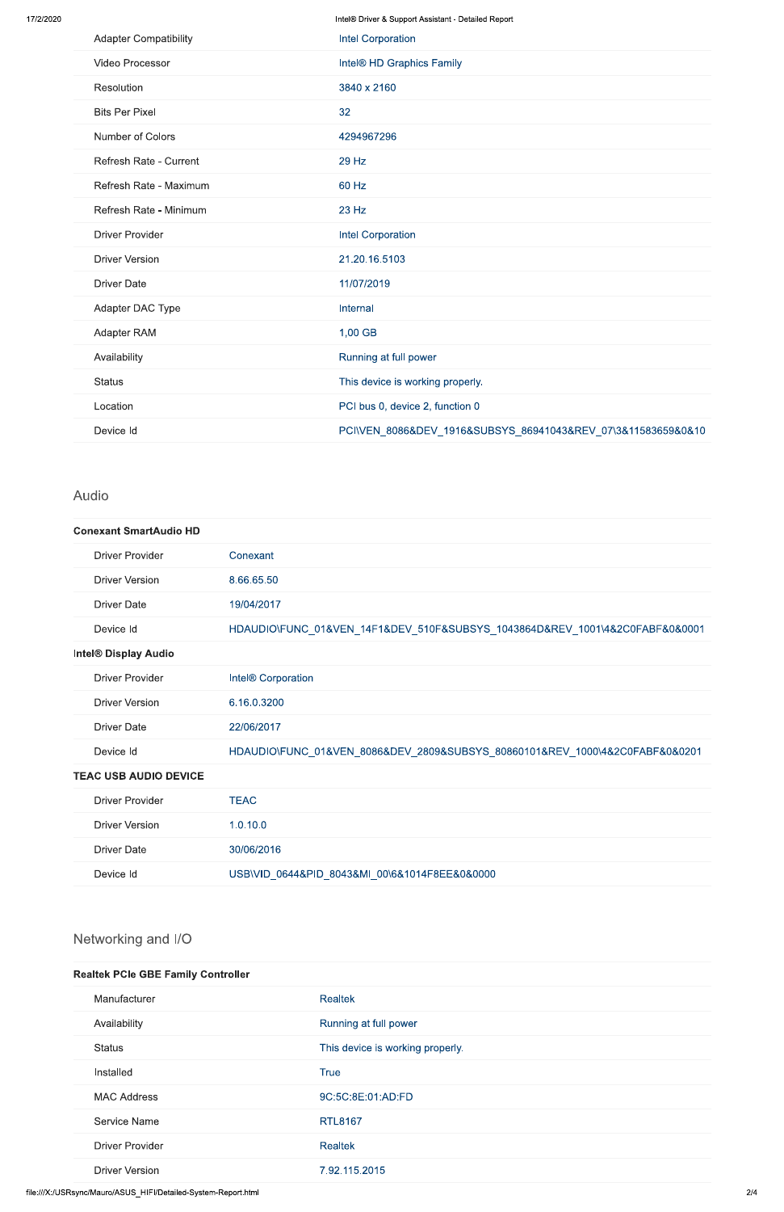| | |
|---|---|
| Adapter Compatibility | Intel Corporation |
| Video Processor | Intel® HD Graphics Family |
| Resolution | 3840 x 2160 |
| Bits Per Pixel | 32 |
| Number of Colors | 4294967296 |
| Refresh Rate - Current | 29 Hz |
| Refresh Rate - Maximum | 60 Hz |
| Refresh Rate - Minimum | 23 Hz |
| Driver Provider | Intel Corporation |
| Driver Version | 21.20.16.5103 |
| Driver Date | 11/07/2019 |
| Adapter DAC Type | Internal |
| Adapter RAM | 1,00 GB |
| Availability | Running at full power |
| Status | This device is working properly. |
| Location | PCI bus 0, device 2, function 0 |
| Device Id | PCI\VEN_8086&DEV_1916&SUBSYS_86941043&REV_07\3&11583659&0&10 |

## Audio

**Conexant SmartAudio HD**

| | |
|---|---|
| Driver Provider | Conexant |
| Driver Version | 8.66.65.50 |
| Driver Date | 19/04/2017 |
| Device Id | HDAUDIO\FUNC_01&VEN_14F1&DEV_510F&SUBSYS_1043864D&REV_1001\4&2C0FABF&0&0001 |

**Intel® Display Audio**

| | |
|---|---|
| Driver Provider | Intel® Corporation |
| Driver Version | 6.16.0.3200 |
| Driver Date | 22/06/2017 |
| Device Id | HDAUDIO\FUNC_01&VEN_8086&DEV_2809&SUBSYS_80860101&REV_1000\4&2C0FABF&0&0201 |

**TEAC USB AUDIO DEVICE**

| | |
|---|---|
| Driver Provider | TEAC |
| Driver Version | 1.0.10.0 |
| Driver Date | 30/06/2016 |
| Device Id | USB\VID_0644&PID_8043&MI_00\6&1014F8EE&0&0000 |

## Networking and I/O

**Realtek PCIe GBE Family Controller**

| | |
|---|---|
| Manufacturer | Realtek |
| Availability | Running at full power |
| Status | This device is working properly. |
| Installed | True |
| MAC Address | 9C:5C:8E:01:AD:FD |
| Service Name | RTL8167 |
| Driver Provider | Realtek |
| Driver Version | 7.92.115.2015 |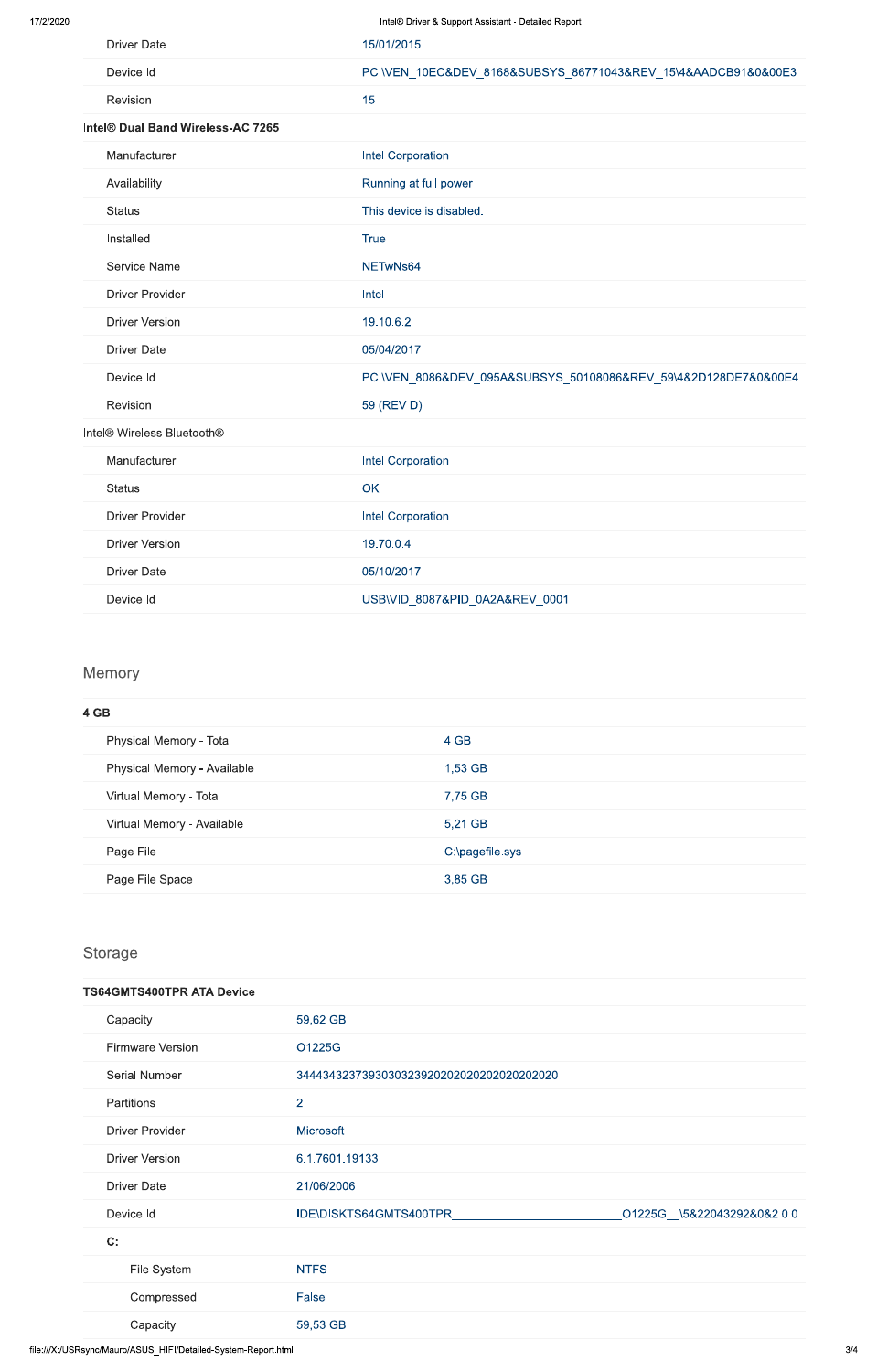| | |
|---|---|
| Driver Date | 15/01/2015 |
| Device Id | PCI\VEN_10EC&DEV_8168&SUBSYS_86771043&REV_15\4&AADCB91&0&00E3 |
| Revision | 15 |

**Intel® Dual Band Wireless-AC 7265**

| | |
|---|---|
| Manufacturer | Intel Corporation |
| Availability | Running at full power |
| Status | This device is disabled. |
| Installed | True |
| Service Name | NETwNs64 |
| Driver Provider | Intel |
| Driver Version | 19.10.6.2 |
| Driver Date | 05/04/2017 |
| Device Id | PCI\VEN_8086&DEV_095A&SUBSYS_50108086&REV_59\4&2D128DE7&0&00E4 |
| Revision | 59 (REV D) |

Intel® Wireless Bluetooth®

| | |
|---|---|
| Manufacturer | Intel Corporation |
| Status | OK |
| Driver Provider | Intel Corporation |
| Driver Version | 19.70.0.4 |
| Driver Date | 05/10/2017 |
| Device Id | USB\VID_8087&PID_0A2A&REV_0001 |

## Memory

**4 GB**

| | |
|---|---|
| Physical Memory - Total | 4 GB |
| Physical Memory - Available | 1,53 GB |
| Virtual Memory - Total | 7,75 GB |
| Virtual Memory - Available | 5,21 GB |
| Page File | C:\pagefile.sys |
| Page File Space | 3,85 GB |

## Storage

**TS64GMTS400TPR ATA Device**

| | |
|---|---|
| Capacity | 59,62 GB |
| Firmware Version | O1225G |
| Serial Number | 3444343237393030323920202020202020202020 |
| Partitions | 2 |
| Driver Provider | Microsoft |
| Driver Version | 6.1.7601.19133 |
| Driver Date | 21/06/2006 |
| Device Id | IDE\DISKTS64GMTS400TPR________________________O1225G__\5&22043292&0&2.0.0 |

**C:**

| | |
|---|---|
| File System | NTFS |
| Compressed | False |
| Capacity | 59,53 GB |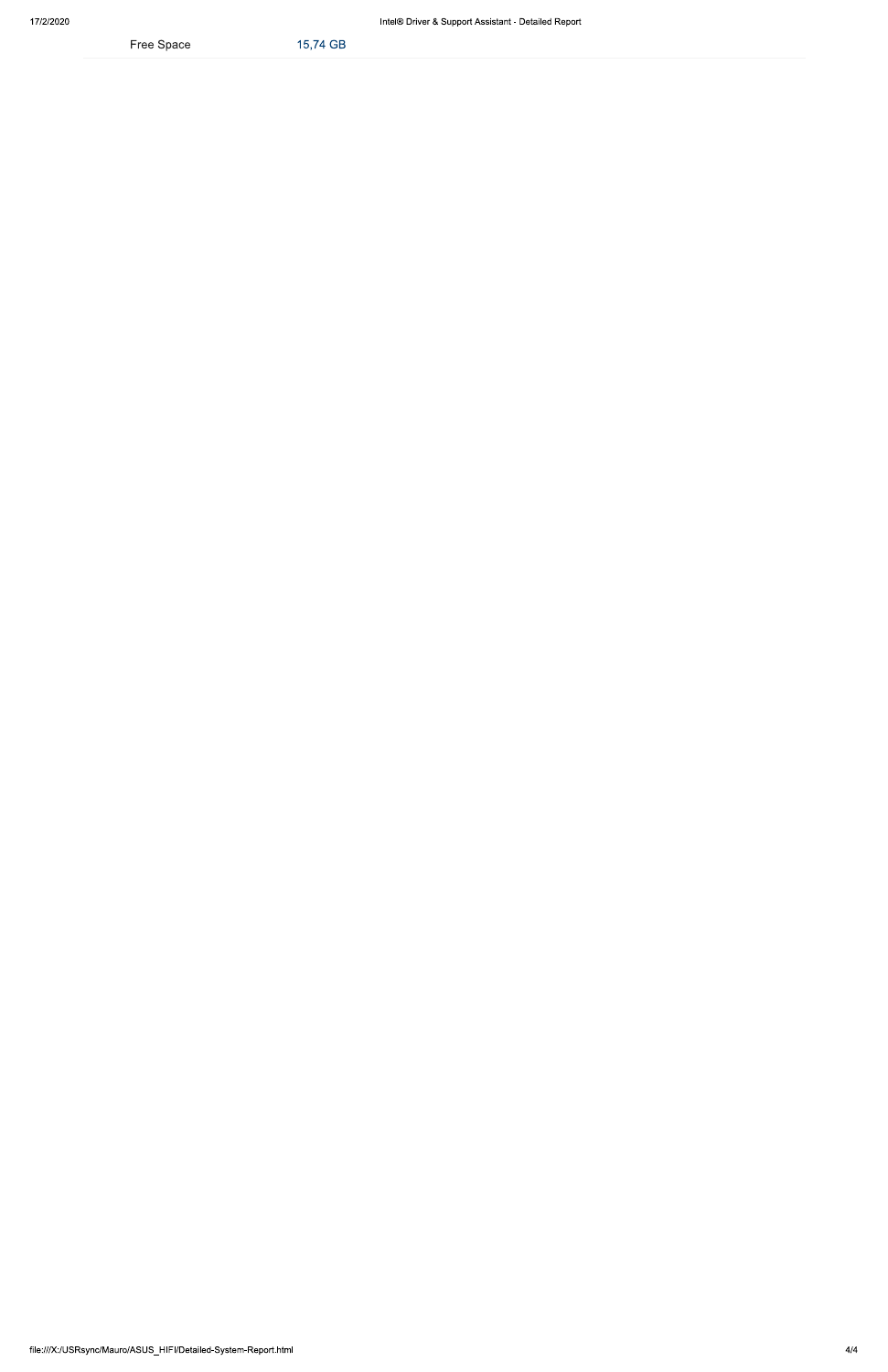| | |
|---|---|
| Free Space | 15,74 GB |